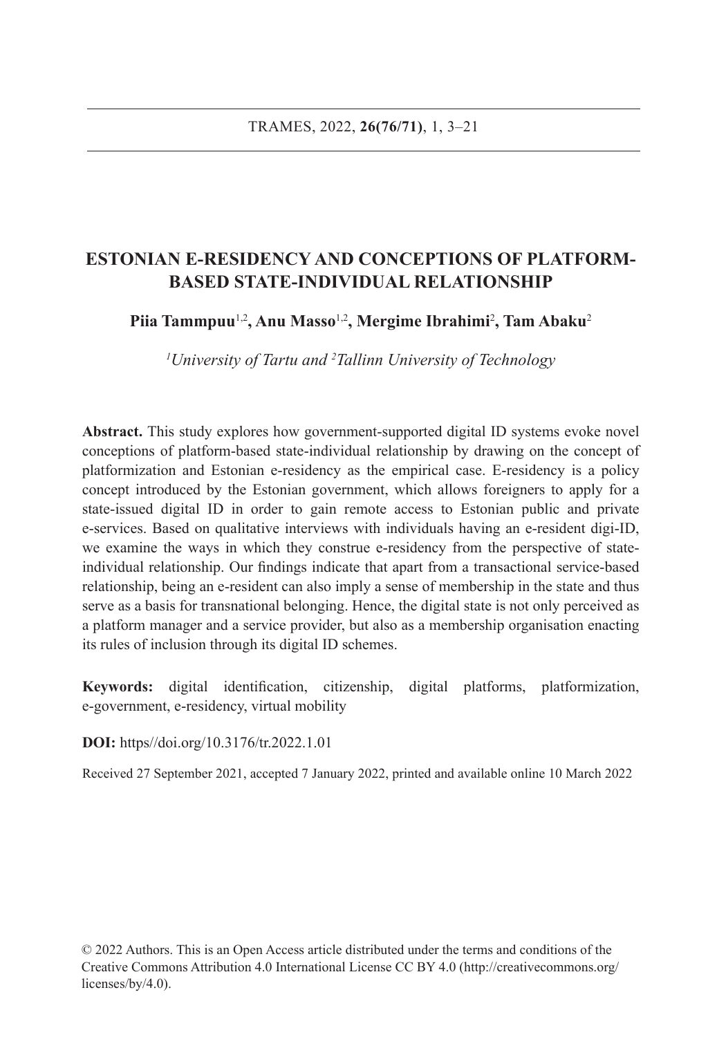# ESTONIAN E-RESIDENCY AND CONCEPTIONS OF PLATFORM-BASED STATE-INDIVIDUAL RELATIONSHIP

**Piia Tammpuu**[1,2]**, Anu Masso**[1,2]**, Mergime Ibrahimi**[2]**, Tam Abaku**[2]

*[1]University of Tartu and [2]Tallinn University of Technology*

**Abstract.** This study explores how government-supported digital ID systems evoke novel conceptions of platform-based state-individual relationship by drawing on the concept of platformization and Estonian e-residency as the empirical case. E-residency is a policy concept introduced by the Estonian government, which allows foreigners to apply for a state-issued digital ID in order to gain remote access to Estonian public and private e-services. Based on qualitative interviews with individuals having an e-resident digi-ID, we examine the ways in which they construe e-residency from the perspective of state-individual relationship. Our findings indicate that apart from a transactional service-based relationship, being an e-resident can also imply a sense of membership in the state and thus serve as a basis for transnational belonging. Hence, the digital state is not only perceived as a platform manager and a service provider, but also as a membership organisation enacting its rules of inclusion through its digital ID schemes.

**Keywords:** digital identification, citizenship, digital platforms, platformization, e-government, e-residency, virtual mobility

**DOI:** https//doi.org/10.3176/tr.2022.1.01

Received 27 September 2021, accepted 7 January 2022, printed and available online 10 March 2022

© 2022 Authors. This is an Open Access article distributed under the terms and conditions of the Creative Commons Attribution 4.0 International License CC BY 4.0 (http://creativecommons.org/licenses/by/4.0).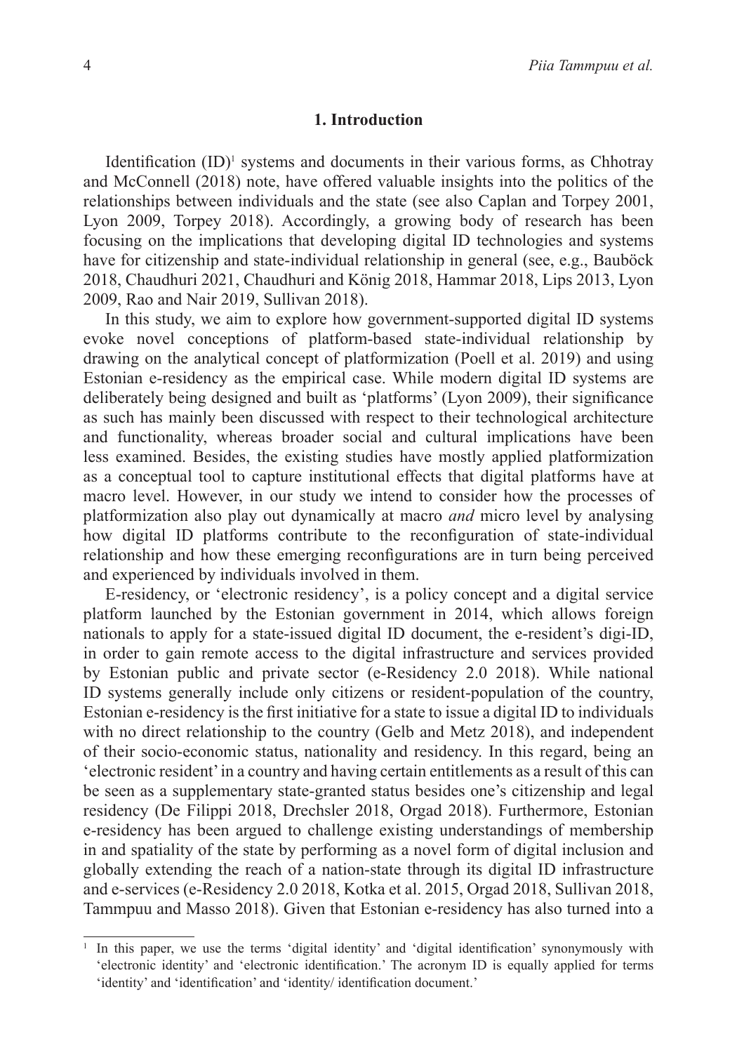## 1. Introduction

Identification (ID)[1] systems and documents in their various forms, as Chhotray and McConnell (2018) note, have offered valuable insights into the politics of the relationships between individuals and the state (see also Caplan and Torpey 2001, Lyon 2009, Torpey 2018). Accordingly, a growing body of research has been focusing on the implications that developing digital ID technologies and systems have for citizenship and state-individual relationship in general (see, e.g., Bauböck 2018, Chaudhuri 2021, Chaudhuri and König 2018, Hammar 2018, Lips 2013, Lyon 2009, Rao and Nair 2019, Sullivan 2018).

In this study, we aim to explore how government-supported digital ID systems evoke novel conceptions of platform-based state-individual relationship by drawing on the analytical concept of platformization (Poell et al. 2019) and using Estonian e-residency as the empirical case. While modern digital ID systems are deliberately being designed and built as 'platforms' (Lyon 2009), their significance as such has mainly been discussed with respect to their technological architecture and functionality, whereas broader social and cultural implications have been less examined. Besides, the existing studies have mostly applied platformization as a conceptual tool to capture institutional effects that digital platforms have at macro level. However, in our study we intend to consider how the processes of platformization also play out dynamically at macro *and* micro level by analysing how digital ID platforms contribute to the reconfiguration of state-individual relationship and how these emerging reconfigurations are in turn being perceived and experienced by individuals involved in them.

E-residency, or 'electronic residency', is a policy concept and a digital service platform launched by the Estonian government in 2014, which allows foreign nationals to apply for a state-issued digital ID document, the e-resident's digi-ID, in order to gain remote access to the digital infrastructure and services provided by Estonian public and private sector (e-Residency 2.0 2018). While national ID systems generally include only citizens or resident-population of the country, Estonian e-residency is the first initiative for a state to issue a digital ID to individuals with no direct relationship to the country (Gelb and Metz 2018), and independent of their socio-economic status, nationality and residency. In this regard, being an 'electronic resident' in a country and having certain entitlements as a result of this can be seen as a supplementary state-granted status besides one's citizenship and legal residency (De Filippi 2018, Drechsler 2018, Orgad 2018). Furthermore, Estonian e-residency has been argued to challenge existing understandings of membership in and spatiality of the state by performing as a novel form of digital inclusion and globally extending the reach of a nation-state through its digital ID infrastructure and e-services (e-Residency 2.0 2018, Kotka et al. 2015, Orgad 2018, Sullivan 2018, Tammpuu and Masso 2018). Given that Estonian e-residency has also turned into a

---

[1] In this paper, we use the terms 'digital identity' and 'digital identification' synonymously with 'electronic identity' and 'electronic identification.' The acronym ID is equally applied for terms 'identity' and 'identification' and 'identity/ identification document.'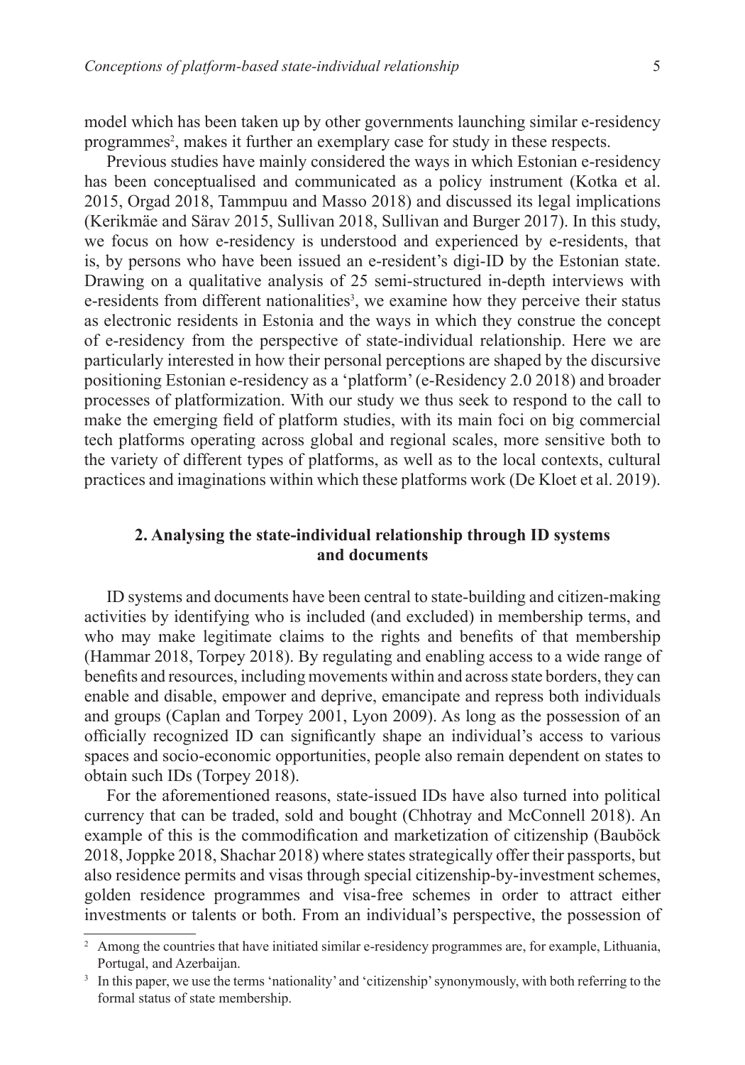model which has been taken up by other governments launching similar e-residency programmes[2], makes it further an exemplary case for study in these respects.

Previous studies have mainly considered the ways in which Estonian e-residency has been conceptualised and communicated as a policy instrument (Kotka et al. 2015, Orgad 2018, Tammpuu and Masso 2018) and discussed its legal implications (Kerikmäe and Särav 2015, Sullivan 2018, Sullivan and Burger 2017). In this study, we focus on how e-residency is understood and experienced by e-residents, that is, by persons who have been issued an e-resident's digi-ID by the Estonian state. Drawing on a qualitative analysis of 25 semi-structured in-depth interviews with e-residents from different nationalities[3], we examine how they perceive their status as electronic residents in Estonia and the ways in which they construe the concept of e-residency from the perspective of state-individual relationship. Here we are particularly interested in how their personal perceptions are shaped by the discursive positioning Estonian e-residency as a 'platform' (e-Residency 2.0 2018) and broader processes of platformization. With our study we thus seek to respond to the call to make the emerging field of platform studies, with its main foci on big commercial tech platforms operating across global and regional scales, more sensitive both to the variety of different types of platforms, as well as to the local contexts, cultural practices and imaginations within which these platforms work (De Kloet et al. 2019).

## 2. Analysing the state-individual relationship through ID systems and documents

ID systems and documents have been central to state-building and citizen-making activities by identifying who is included (and excluded) in membership terms, and who may make legitimate claims to the rights and benefits of that membership (Hammar 2018, Torpey 2018). By regulating and enabling access to a wide range of benefits and resources, including movements within and across state borders, they can enable and disable, empower and deprive, emancipate and repress both individuals and groups (Caplan and Torpey 2001, Lyon 2009). As long as the possession of an officially recognized ID can significantly shape an individual's access to various spaces and socio-economic opportunities, people also remain dependent on states to obtain such IDs (Torpey 2018).

For the aforementioned reasons, state-issued IDs have also turned into political currency that can be traded, sold and bought (Chhotray and McConnell 2018). An example of this is the commodification and marketization of citizenship (Bauböck 2018, Joppke 2018, Shachar 2018) where states strategically offer their passports, but also residence permits and visas through special citizenship-by-investment schemes, golden residence programmes and visa-free schemes in order to attract either investments or talents or both. From an individual's perspective, the possession of

[2] Among the countries that have initiated similar e-residency programmes are, for example, Lithuania, Portugal, and Azerbaijan.

[3] In this paper, we use the terms 'nationality' and 'citizenship' synonymously, with both referring to the formal status of state membership.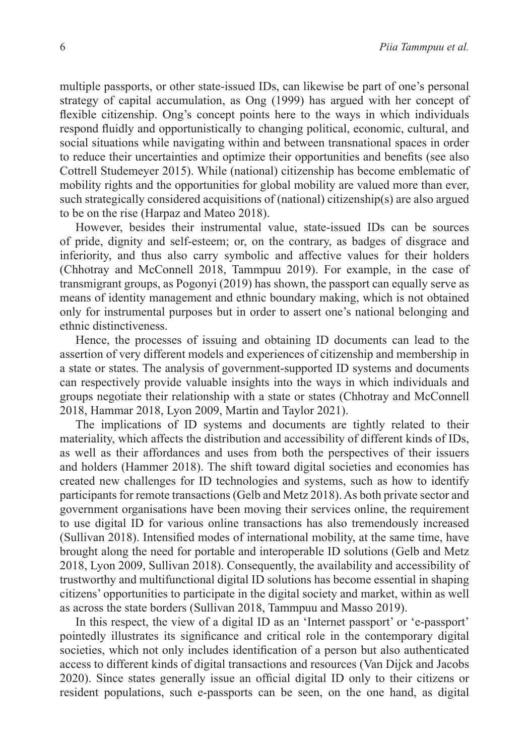multiple passports, or other state-issued IDs, can likewise be part of one's personal strategy of capital accumulation, as Ong (1999) has argued with her concept of flexible citizenship. Ong's concept points here to the ways in which individuals respond fluidly and opportunistically to changing political, economic, cultural, and social situations while navigating within and between transnational spaces in order to reduce their uncertainties and optimize their opportunities and benefits (see also Cottrell Studemeyer 2015). While (national) citizenship has become emblematic of mobility rights and the opportunities for global mobility are valued more than ever, such strategically considered acquisitions of (national) citizenship(s) are also argued to be on the rise (Harpaz and Mateo 2018).

However, besides their instrumental value, state-issued IDs can be sources of pride, dignity and self-esteem; or, on the contrary, as badges of disgrace and inferiority, and thus also carry symbolic and affective values for their holders (Chhotray and McConnell 2018, Tammpuu 2019). For example, in the case of transmigrant groups, as Pogonyi (2019) has shown, the passport can equally serve as means of identity management and ethnic boundary making, which is not obtained only for instrumental purposes but in order to assert one's national belonging and ethnic distinctiveness.

Hence, the processes of issuing and obtaining ID documents can lead to the assertion of very different models and experiences of citizenship and membership in a state or states. The analysis of government-supported ID systems and documents can respectively provide valuable insights into the ways in which individuals and groups negotiate their relationship with a state or states (Chhotray and McConnell 2018, Hammar 2018, Lyon 2009, Martin and Taylor 2021).

The implications of ID systems and documents are tightly related to their materiality, which affects the distribution and accessibility of different kinds of IDs, as well as their affordances and uses from both the perspectives of their issuers and holders (Hammer 2018). The shift toward digital societies and economies has created new challenges for ID technologies and systems, such as how to identify participants for remote transactions (Gelb and Metz 2018). As both private sector and government organisations have been moving their services online, the requirement to use digital ID for various online transactions has also tremendously increased (Sullivan 2018). Intensified modes of international mobility, at the same time, have brought along the need for portable and interoperable ID solutions (Gelb and Metz 2018, Lyon 2009, Sullivan 2018). Consequently, the availability and accessibility of trustworthy and multifunctional digital ID solutions has become essential in shaping citizens' opportunities to participate in the digital society and market, within as well as across the state borders (Sullivan 2018, Tammpuu and Masso 2019).

In this respect, the view of a digital ID as an 'Internet passport' or 'e-passport' pointedly illustrates its significance and critical role in the contemporary digital societies, which not only includes identification of a person but also authenticated access to different kinds of digital transactions and resources (Van Dijck and Jacobs 2020). Since states generally issue an official digital ID only to their citizens or resident populations, such e-passports can be seen, on the one hand, as digital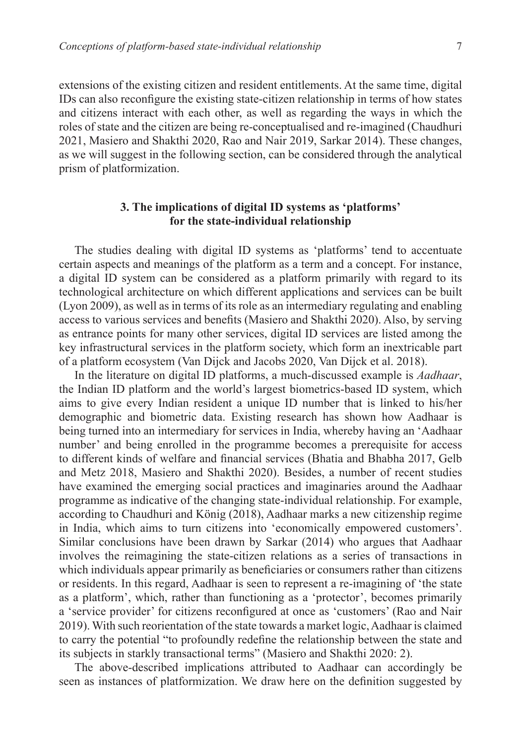extensions of the existing citizen and resident entitlements. At the same time, digital IDs can also reconfigure the existing state-citizen relationship in terms of how states and citizens interact with each other, as well as regarding the ways in which the roles of state and the citizen are being re-conceptualised and re-imagined (Chaudhuri 2021, Masiero and Shakthi 2020, Rao and Nair 2019, Sarkar 2014). These changes, as we will suggest in the following section, can be considered through the analytical prism of platformization.

## 3. The implications of digital ID systems as 'platforms' for the state-individual relationship

The studies dealing with digital ID systems as 'platforms' tend to accentuate certain aspects and meanings of the platform as a term and a concept. For instance, a digital ID system can be considered as a platform primarily with regard to its technological architecture on which different applications and services can be built (Lyon 2009), as well as in terms of its role as an intermediary regulating and enabling access to various services and benefits (Masiero and Shakthi 2020). Also, by serving as entrance points for many other services, digital ID services are listed among the key infrastructural services in the platform society, which form an inextricable part of a platform ecosystem (Van Dijck and Jacobs 2020, Van Dijck et al. 2018).

In the literature on digital ID platforms, a much-discussed example is *Aadhaar*, the Indian ID platform and the world's largest biometrics-based ID system, which aims to give every Indian resident a unique ID number that is linked to his/her demographic and biometric data. Existing research has shown how Aadhaar is being turned into an intermediary for services in India, whereby having an 'Aadhaar number' and being enrolled in the programme becomes a prerequisite for access to different kinds of welfare and financial services (Bhatia and Bhabha 2017, Gelb and Metz 2018, Masiero and Shakthi 2020). Besides, a number of recent studies have examined the emerging social practices and imaginaries around the Aadhaar programme as indicative of the changing state-individual relationship. For example, according to Chaudhuri and König (2018), Aadhaar marks a new citizenship regime in India, which aims to turn citizens into 'economically empowered customers'. Similar conclusions have been drawn by Sarkar (2014) who argues that Aadhaar involves the reimagining the state-citizen relations as a series of transactions in which individuals appear primarily as beneficiaries or consumers rather than citizens or residents. In this regard, Aadhaar is seen to represent a re-imagining of 'the state as a platform', which, rather than functioning as a 'protector', becomes primarily a 'service provider' for citizens reconfigured at once as 'customers' (Rao and Nair 2019). With such reorientation of the state towards a market logic, Aadhaar is claimed to carry the potential "to profoundly redefine the relationship between the state and its subjects in starkly transactional terms" (Masiero and Shakthi 2020: 2).

The above-described implications attributed to Aadhaar can accordingly be seen as instances of platformization. We draw here on the definition suggested by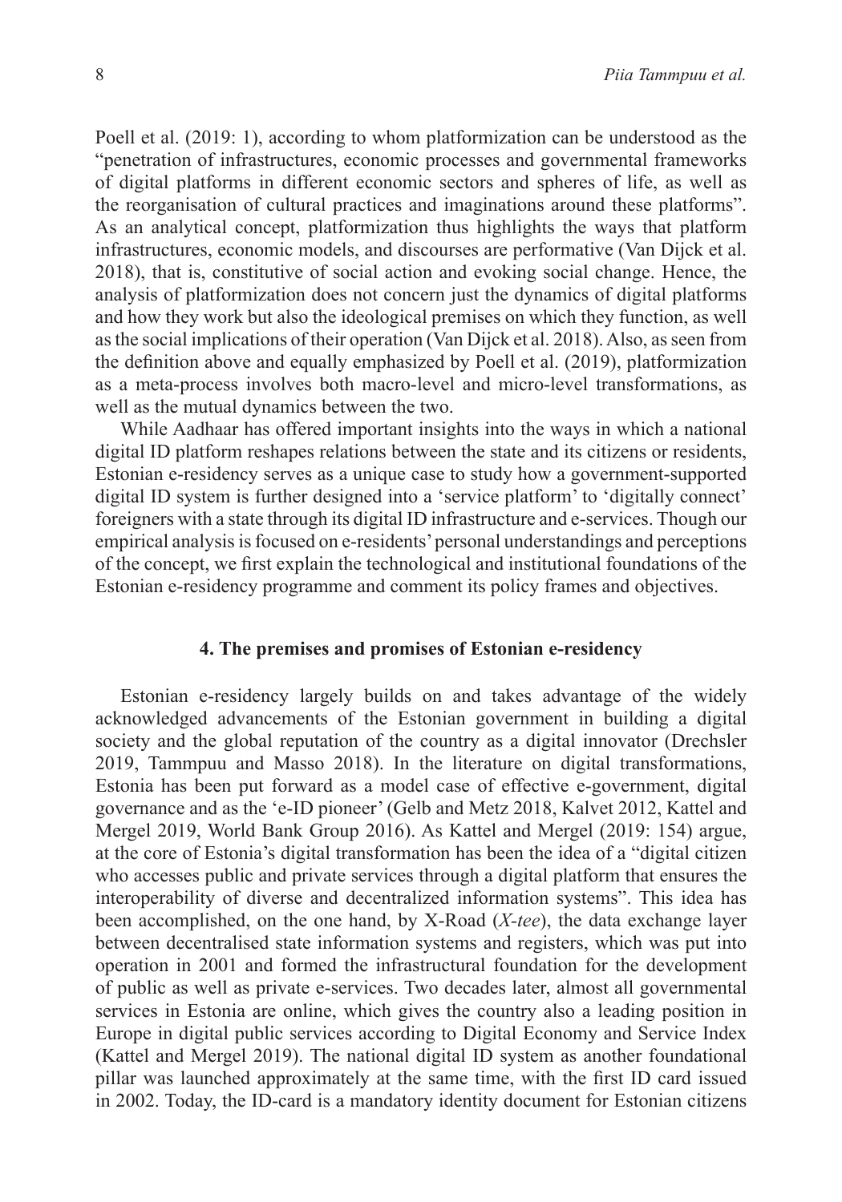Poell et al. (2019: 1), according to whom platformization can be understood as the "penetration of infrastructures, economic processes and governmental frameworks of digital platforms in different economic sectors and spheres of life, as well as the reorganisation of cultural practices and imaginations around these platforms". As an analytical concept, platformization thus highlights the ways that platform infrastructures, economic models, and discourses are performative (Van Dijck et al. 2018), that is, constitutive of social action and evoking social change. Hence, the analysis of platformization does not concern just the dynamics of digital platforms and how they work but also the ideological premises on which they function, as well as the social implications of their operation (Van Dijck et al. 2018). Also, as seen from the definition above and equally emphasized by Poell et al. (2019), platformization as a meta-process involves both macro-level and micro-level transformations, as well as the mutual dynamics between the two.

While Aadhaar has offered important insights into the ways in which a national digital ID platform reshapes relations between the state and its citizens or residents, Estonian e-residency serves as a unique case to study how a government-supported digital ID system is further designed into a 'service platform' to 'digitally connect' foreigners with a state through its digital ID infrastructure and e-services. Though our empirical analysis is focused on e-residents' personal understandings and perceptions of the concept, we first explain the technological and institutional foundations of the Estonian e-residency programme and comment its policy frames and objectives.

## 4. The premises and promises of Estonian e-residency

Estonian e-residency largely builds on and takes advantage of the widely acknowledged advancements of the Estonian government in building a digital society and the global reputation of the country as a digital innovator (Drechsler 2019, Tammpuu and Masso 2018). In the literature on digital transformations, Estonia has been put forward as a model case of effective e-government, digital governance and as the 'e-ID pioneer' (Gelb and Metz 2018, Kalvet 2012, Kattel and Mergel 2019, World Bank Group 2016). As Kattel and Mergel (2019: 154) argue, at the core of Estonia's digital transformation has been the idea of a "digital citizen who accesses public and private services through a digital platform that ensures the interoperability of diverse and decentralized information systems". This idea has been accomplished, on the one hand, by X-Road (*X-tee*), the data exchange layer between decentralised state information systems and registers, which was put into operation in 2001 and formed the infrastructural foundation for the development of public as well as private e-services. Two decades later, almost all governmental services in Estonia are online, which gives the country also a leading position in Europe in digital public services according to Digital Economy and Service Index (Kattel and Mergel 2019). The national digital ID system as another foundational pillar was launched approximately at the same time, with the first ID card issued in 2002. Today, the ID-card is a mandatory identity document for Estonian citizens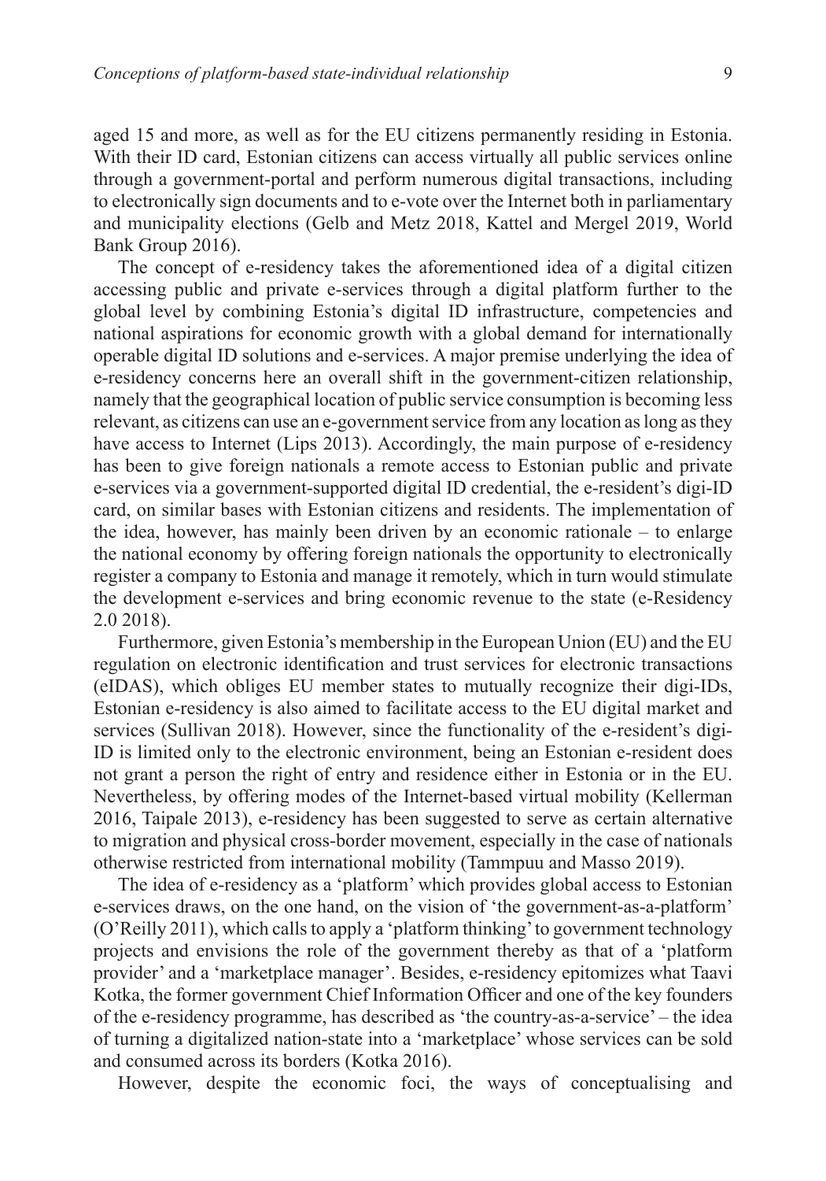aged 15 and more, as well as for the EU citizens permanently residing in Estonia. With their ID card, Estonian citizens can access virtually all public services online through a government-portal and perform numerous digital transactions, including to electronically sign documents and to e-vote over the Internet both in parliamentary and municipality elections (Gelb and Metz 2018, Kattel and Mergel 2019, World Bank Group 2016).

The concept of e-residency takes the aforementioned idea of a digital citizen accessing public and private e-services through a digital platform further to the global level by combining Estonia's digital ID infrastructure, competencies and national aspirations for economic growth with a global demand for internationally operable digital ID solutions and e-services. A major premise underlying the idea of e-residency concerns here an overall shift in the government-citizen relationship, namely that the geographical location of public service consumption is becoming less relevant, as citizens can use an e-government service from any location as long as they have access to Internet (Lips 2013). Accordingly, the main purpose of e-residency has been to give foreign nationals a remote access to Estonian public and private e-services via a government-supported digital ID credential, the e-resident's digi-ID card, on similar bases with Estonian citizens and residents. The implementation of the idea, however, has mainly been driven by an economic rationale – to enlarge the national economy by offering foreign nationals the opportunity to electronically register a company to Estonia and manage it remotely, which in turn would stimulate the development e-services and bring economic revenue to the state (e-Residency 2.0 2018).

Furthermore, given Estonia's membership in the European Union (EU) and the EU regulation on electronic identification and trust services for electronic transactions (eIDAS), which obliges EU member states to mutually recognize their digi-IDs, Estonian e-residency is also aimed to facilitate access to the EU digital market and services (Sullivan 2018). However, since the functionality of the e-resident's digi-ID is limited only to the electronic environment, being an Estonian e-resident does not grant a person the right of entry and residence either in Estonia or in the EU. Nevertheless, by offering modes of the Internet-based virtual mobility (Kellerman 2016, Taipale 2013), e-residency has been suggested to serve as certain alternative to migration and physical cross-border movement, especially in the case of nationals otherwise restricted from international mobility (Tammpuu and Masso 2019).

The idea of e-residency as a 'platform' which provides global access to Estonian e-services draws, on the one hand, on the vision of 'the government-as-a-platform' (O'Reilly 2011), which calls to apply a 'platform thinking' to government technology projects and envisions the role of the government thereby as that of a 'platform provider' and a 'marketplace manager'. Besides, e-residency epitomizes what Taavi Kotka, the former government Chief Information Officer and one of the key founders of the e-residency programme, has described as 'the country-as-a-service' – the idea of turning a digitalized nation-state into a 'marketplace' whose services can be sold and consumed across its borders (Kotka 2016).

However, despite the economic foci, the ways of conceptualising and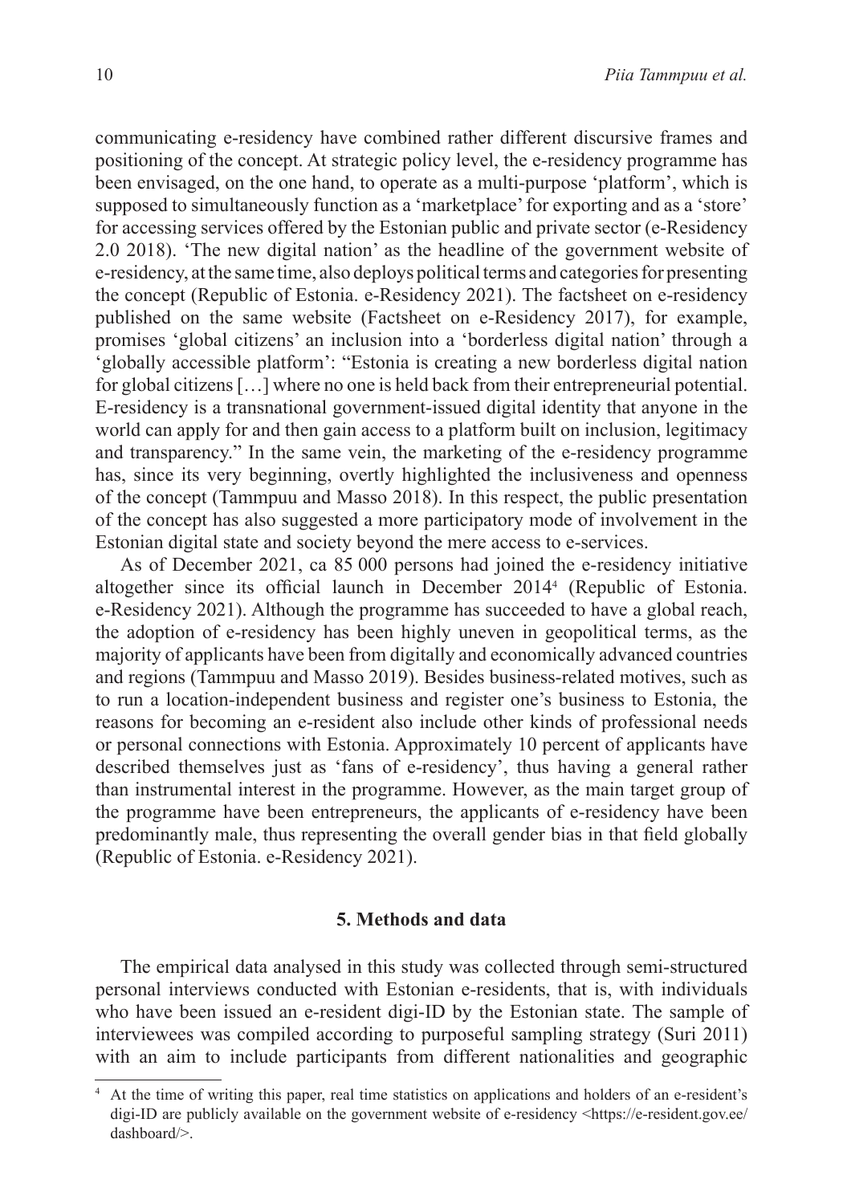communicating e-residency have combined rather different discursive frames and positioning of the concept. At strategic policy level, the e-residency programme has been envisaged, on the one hand, to operate as a multi-purpose 'platform', which is supposed to simultaneously function as a 'marketplace' for exporting and as a 'store' for accessing services offered by the Estonian public and private sector (e-Residency 2.0 2018). 'The new digital nation' as the headline of the government website of e-residency, at the same time, also deploys political terms and categories for presenting the concept (Republic of Estonia. e-Residency 2021). The factsheet on e-residency published on the same website (Factsheet on e-Residency 2017), for example, promises 'global citizens' an inclusion into a 'borderless digital nation' through a 'globally accessible platform': "Estonia is creating a new borderless digital nation for global citizens […] where no one is held back from their entrepreneurial potential. E-residency is a transnational government-issued digital identity that anyone in the world can apply for and then gain access to a platform built on inclusion, legitimacy and transparency." In the same vein, the marketing of the e-residency programme has, since its very beginning, overtly highlighted the inclusiveness and openness of the concept (Tammpuu and Masso 2018). In this respect, the public presentation of the concept has also suggested a more participatory mode of involvement in the Estonian digital state and society beyond the mere access to e-services.

As of December 2021, ca 85 000 persons had joined the e-residency initiative altogether since its official launch in December 2014[4] (Republic of Estonia. e-Residency 2021). Although the programme has succeeded to have a global reach, the adoption of e-residency has been highly uneven in geopolitical terms, as the majority of applicants have been from digitally and economically advanced countries and regions (Tammpuu and Masso 2019). Besides business-related motives, such as to run a location-independent business and register one's business to Estonia, the reasons for becoming an e-resident also include other kinds of professional needs or personal connections with Estonia. Approximately 10 percent of applicants have described themselves just as 'fans of e-residency', thus having a general rather than instrumental interest in the programme. However, as the main target group of the programme have been entrepreneurs, the applicants of e-residency have been predominantly male, thus representing the overall gender bias in that field globally (Republic of Estonia. e-Residency 2021).

## 5. Methods and data

The empirical data analysed in this study was collected through semi-structured personal interviews conducted with Estonian e-residents, that is, with individuals who have been issued an e-resident digi-ID by the Estonian state. The sample of interviewees was compiled according to purposeful sampling strategy (Suri 2011) with an aim to include participants from different nationalities and geographic

[4] At the time of writing this paper, real time statistics on applications and holders of an e-resident's digi-ID are publicly available on the government website of e-residency <https://e-resident.gov.ee/dashboard/>.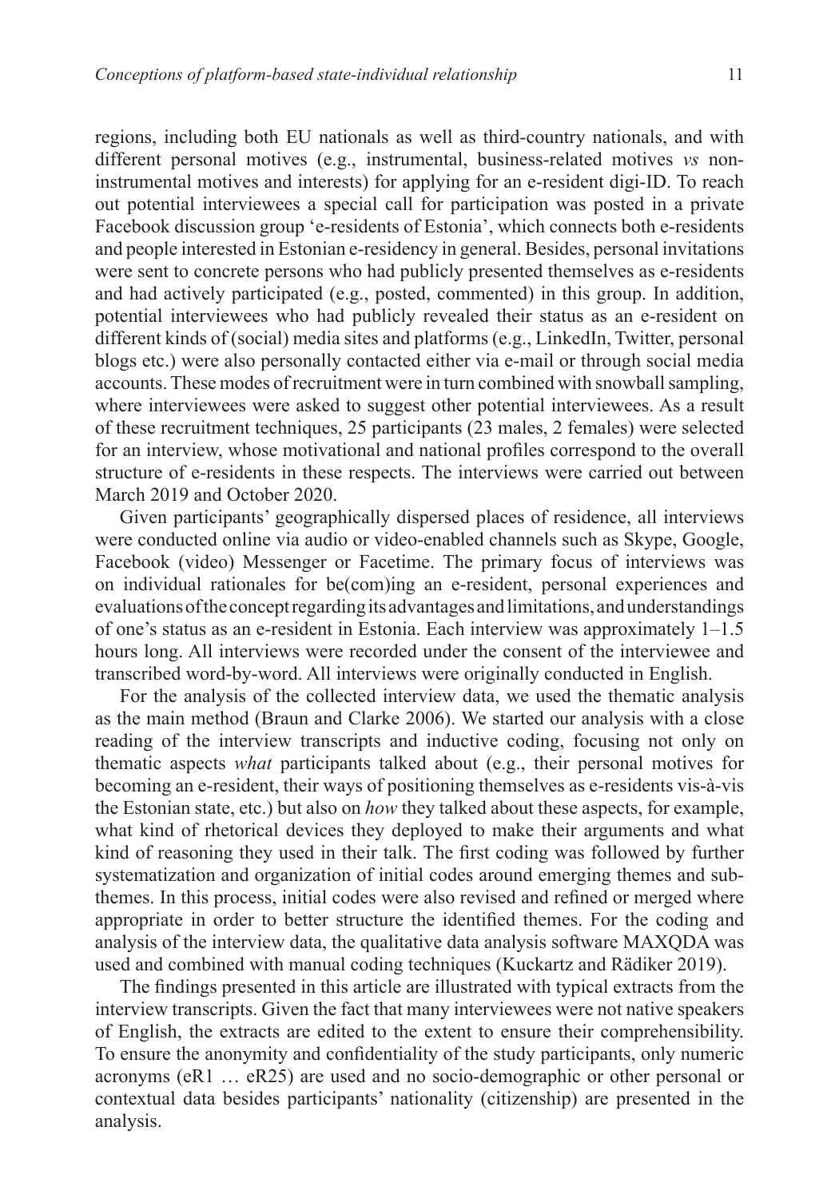regions, including both EU nationals as well as third-country nationals, and with different personal motives (e.g., instrumental, business-related motives *vs* non-instrumental motives and interests) for applying for an e-resident digi-ID. To reach out potential interviewees a special call for participation was posted in a private Facebook discussion group 'e-residents of Estonia', which connects both e-residents and people interested in Estonian e-residency in general. Besides, personal invitations were sent to concrete persons who had publicly presented themselves as e-residents and had actively participated (e.g., posted, commented) in this group. In addition, potential interviewees who had publicly revealed their status as an e-resident on different kinds of (social) media sites and platforms (e.g., LinkedIn, Twitter, personal blogs etc.) were also personally contacted either via e-mail or through social media accounts. These modes of recruitment were in turn combined with snowball sampling, where interviewees were asked to suggest other potential interviewees. As a result of these recruitment techniques, 25 participants (23 males, 2 females) were selected for an interview, whose motivational and national profiles correspond to the overall structure of e-residents in these respects. The interviews were carried out between March 2019 and October 2020.

Given participants' geographically dispersed places of residence, all interviews were conducted online via audio or video-enabled channels such as Skype, Google, Facebook (video) Messenger or Facetime. The primary focus of interviews was on individual rationales for be(com)ing an e-resident, personal experiences and evaluations of the concept regarding its advantages and limitations, and understandings of one's status as an e-resident in Estonia. Each interview was approximately 1–1.5 hours long. All interviews were recorded under the consent of the interviewee and transcribed word-by-word. All interviews were originally conducted in English.

For the analysis of the collected interview data, we used the thematic analysis as the main method (Braun and Clarke 2006). We started our analysis with a close reading of the interview transcripts and inductive coding, focusing not only on thematic aspects *what* participants talked about (e.g., their personal motives for becoming an e-resident, their ways of positioning themselves as e-residents vis-à-vis the Estonian state, etc.) but also on *how* they talked about these aspects, for example, what kind of rhetorical devices they deployed to make their arguments and what kind of reasoning they used in their talk. The first coding was followed by further systematization and organization of initial codes around emerging themes and sub-themes. In this process, initial codes were also revised and refined or merged where appropriate in order to better structure the identified themes. For the coding and analysis of the interview data, the qualitative data analysis software MAXQDA was used and combined with manual coding techniques (Kuckartz and Rädiker 2019).

The findings presented in this article are illustrated with typical extracts from the interview transcripts. Given the fact that many interviewees were not native speakers of English, the extracts are edited to the extent to ensure their comprehensibility. To ensure the anonymity and confidentiality of the study participants, only numeric acronyms (eR1 … eR25) are used and no socio-demographic or other personal or contextual data besides participants' nationality (citizenship) are presented in the analysis.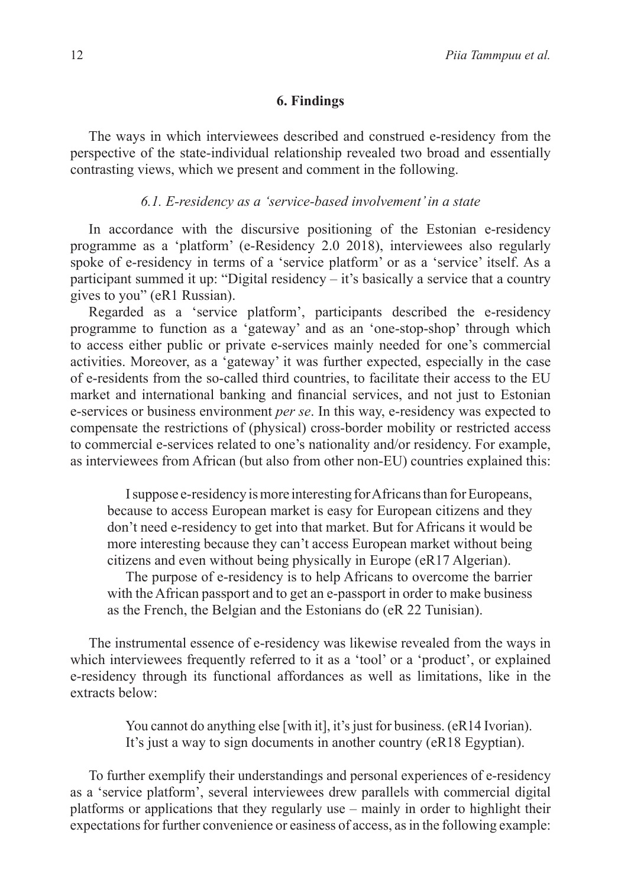## 6. Findings

The ways in which interviewees described and construed e-residency from the perspective of the state-individual relationship revealed two broad and essentially contrasting views, which we present and comment in the following.

### *6.1. E-residency as a 'service-based involvement' in a state*

In accordance with the discursive positioning of the Estonian e-residency programme as a 'platform' (e-Residency 2.0 2018), interviewees also regularly spoke of e-residency in terms of a 'service platform' or as a 'service' itself. As a participant summed it up: "Digital residency – it's basically a service that a country gives to you" (eR1 Russian).

Regarded as a 'service platform', participants described the e-residency programme to function as a 'gateway' and as an 'one-stop-shop' through which to access either public or private e-services mainly needed for one's commercial activities. Moreover, as a 'gateway' it was further expected, especially in the case of e-residents from the so-called third countries, to facilitate their access to the EU market and international banking and financial services, and not just to Estonian e-services or business environment *per se*. In this way, e-residency was expected to compensate the restrictions of (physical) cross-border mobility or restricted access to commercial e-services related to one's nationality and/or residency. For example, as interviewees from African (but also from other non-EU) countries explained this:

> I suppose e-residency is more interesting for Africans than for Europeans, because to access European market is easy for European citizens and they don't need e-residency to get into that market. But for Africans it would be more interesting because they can't access European market without being citizens and even without being physically in Europe (eR17 Algerian).
>
> The purpose of e-residency is to help Africans to overcome the barrier with the African passport and to get an e-passport in order to make business as the French, the Belgian and the Estonians do (eR 22 Tunisian).

The instrumental essence of e-residency was likewise revealed from the ways in which interviewees frequently referred to it as a 'tool' or a 'product', or explained e-residency through its functional affordances as well as limitations, like in the extracts below:

> You cannot do anything else [with it], it's just for business. (eR14 Ivorian).
> It's just a way to sign documents in another country (eR18 Egyptian).

To further exemplify their understandings and personal experiences of e-residency as a 'service platform', several interviewees drew parallels with commercial digital platforms or applications that they regularly use – mainly in order to highlight their expectations for further convenience or easiness of access, as in the following example: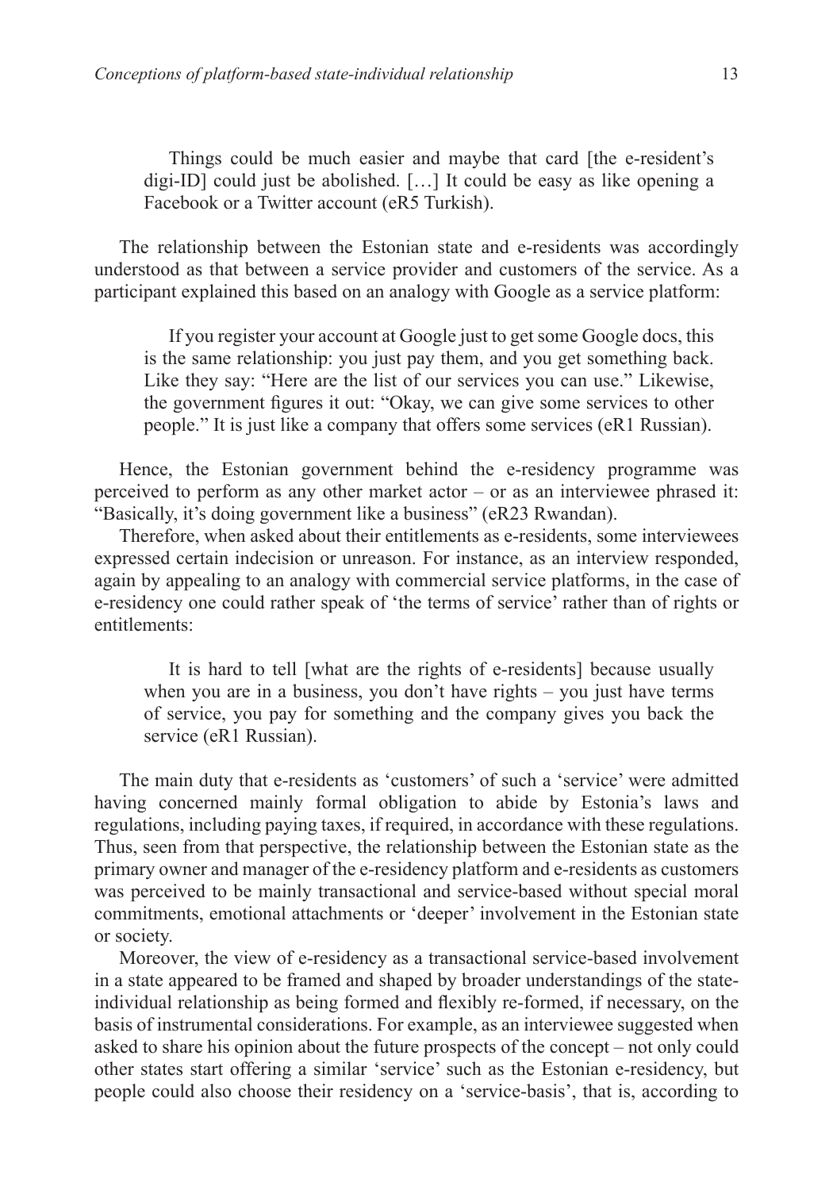> Things could be much easier and maybe that card [the e-resident's digi-ID] could just be abolished. […] It could be easy as like opening a Facebook or a Twitter account (eR5 Turkish).

The relationship between the Estonian state and e-residents was accordingly understood as that between a service provider and customers of the service. As a participant explained this based on an analogy with Google as a service platform:

> If you register your account at Google just to get some Google docs, this is the same relationship: you just pay them, and you get something back. Like they say: "Here are the list of our services you can use." Likewise, the government figures it out: "Okay, we can give some services to other people." It is just like a company that offers some services (eR1 Russian).

Hence, the Estonian government behind the e-residency programme was perceived to perform as any other market actor – or as an interviewee phrased it: "Basically, it's doing government like a business" (eR23 Rwandan).

Therefore, when asked about their entitlements as e-residents, some interviewees expressed certain indecision or unreason. For instance, as an interview responded, again by appealing to an analogy with commercial service platforms, in the case of e-residency one could rather speak of 'the terms of service' rather than of rights or entitlements:

> It is hard to tell [what are the rights of e-residents] because usually when you are in a business, you don't have rights – you just have terms of service, you pay for something and the company gives you back the service (eR1 Russian).

The main duty that e-residents as 'customers' of such a 'service' were admitted having concerned mainly formal obligation to abide by Estonia's laws and regulations, including paying taxes, if required, in accordance with these regulations. Thus, seen from that perspective, the relationship between the Estonian state as the primary owner and manager of the e-residency platform and e-residents as customers was perceived to be mainly transactional and service-based without special moral commitments, emotional attachments or 'deeper' involvement in the Estonian state or society.

Moreover, the view of e-residency as a transactional service-based involvement in a state appeared to be framed and shaped by broader understandings of the state-individual relationship as being formed and flexibly re-formed, if necessary, on the basis of instrumental considerations. For example, as an interviewee suggested when asked to share his opinion about the future prospects of the concept – not only could other states start offering a similar 'service' such as the Estonian e-residency, but people could also choose their residency on a 'service-basis', that is, according to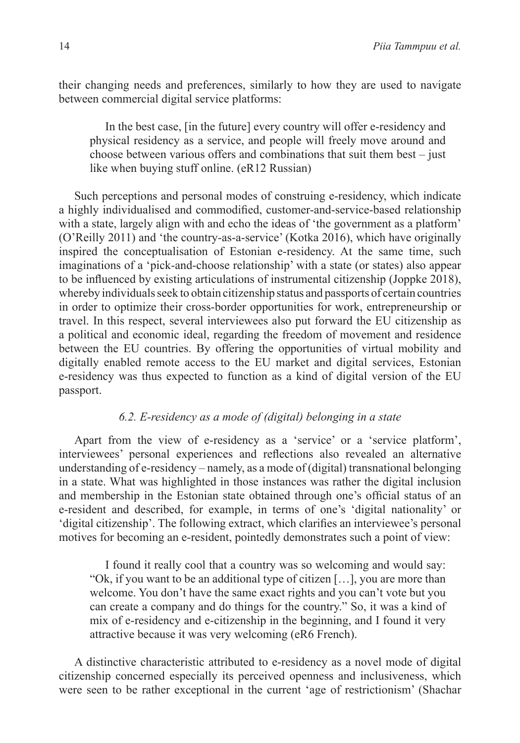their changing needs and preferences, similarly to how they are used to navigate between commercial digital service platforms:

> In the best case, [in the future] every country will offer e-residency and physical residency as a service, and people will freely move around and choose between various offers and combinations that suit them best – just like when buying stuff online. (eR12 Russian)

Such perceptions and personal modes of construing e-residency, which indicate a highly individualised and commodified, customer-and-service-based relationship with a state, largely align with and echo the ideas of 'the government as a platform' (O'Reilly 2011) and 'the country-as-a-service' (Kotka 2016), which have originally inspired the conceptualisation of Estonian e-residency. At the same time, such imaginations of a 'pick-and-choose relationship' with a state (or states) also appear to be influenced by existing articulations of instrumental citizenship (Joppke 2018), whereby individuals seek to obtain citizenship status and passports of certain countries in order to optimize their cross-border opportunities for work, entrepreneurship or travel. In this respect, several interviewees also put forward the EU citizenship as a political and economic ideal, regarding the freedom of movement and residence between the EU countries. By offering the opportunities of virtual mobility and digitally enabled remote access to the EU market and digital services, Estonian e-residency was thus expected to function as a kind of digital version of the EU passport.

### *6.2. E-residency as a mode of (digital) belonging in a state*

Apart from the view of e-residency as a 'service' or a 'service platform', interviewees' personal experiences and reflections also revealed an alternative understanding of e-residency – namely, as a mode of (digital) transnational belonging in a state. What was highlighted in those instances was rather the digital inclusion and membership in the Estonian state obtained through one's official status of an e-resident and described, for example, in terms of one's 'digital nationality' or 'digital citizenship'. The following extract, which clarifies an interviewee's personal motives for becoming an e-resident, pointedly demonstrates such a point of view:

> I found it really cool that a country was so welcoming and would say: "Ok, if you want to be an additional type of citizen […], you are more than welcome. You don't have the same exact rights and you can't vote but you can create a company and do things for the country." So, it was a kind of mix of e-residency and e-citizenship in the beginning, and I found it very attractive because it was very welcoming (eR6 French).

A distinctive characteristic attributed to e-residency as a novel mode of digital citizenship concerned especially its perceived openness and inclusiveness, which were seen to be rather exceptional in the current 'age of restrictionism' (Shachar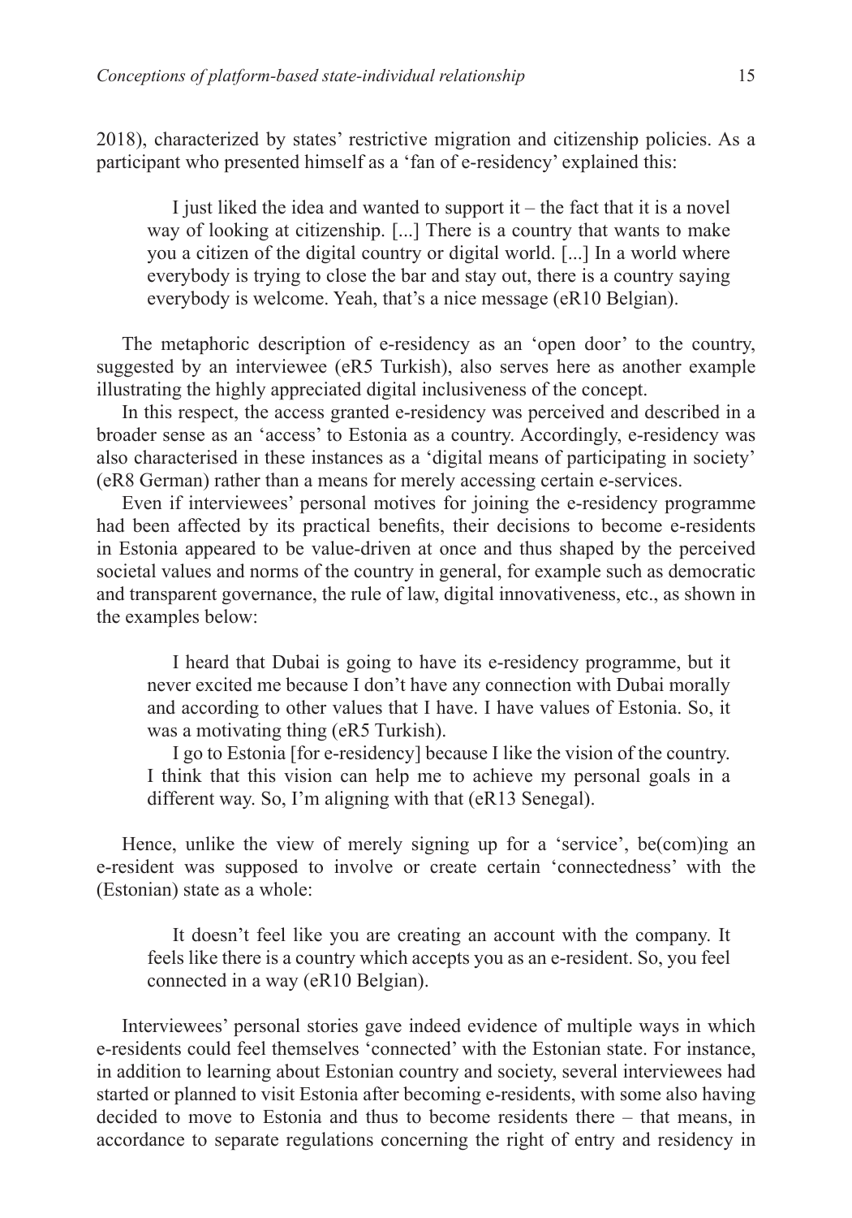2018), characterized by states' restrictive migration and citizenship policies. As a participant who presented himself as a 'fan of e-residency' explained this:

> I just liked the idea and wanted to support it – the fact that it is a novel way of looking at citizenship. [...] There is a country that wants to make you a citizen of the digital country or digital world. [...] In a world where everybody is trying to close the bar and stay out, there is a country saying everybody is welcome. Yeah, that's a nice message (eR10 Belgian).

The metaphoric description of e-residency as an 'open door' to the country, suggested by an interviewee (eR5 Turkish), also serves here as another example illustrating the highly appreciated digital inclusiveness of the concept.

In this respect, the access granted e-residency was perceived and described in a broader sense as an 'access' to Estonia as a country. Accordingly, e-residency was also characterised in these instances as a 'digital means of participating in society' (eR8 German) rather than a means for merely accessing certain e-services.

Even if interviewees' personal motives for joining the e-residency programme had been affected by its practical benefits, their decisions to become e-residents in Estonia appeared to be value-driven at once and thus shaped by the perceived societal values and norms of the country in general, for example such as democratic and transparent governance, the rule of law, digital innovativeness, etc., as shown in the examples below:

> I heard that Dubai is going to have its e-residency programme, but it never excited me because I don't have any connection with Dubai morally and according to other values that I have. I have values of Estonia. So, it was a motivating thing (eR5 Turkish).
>
> I go to Estonia [for e-residency] because I like the vision of the country. I think that this vision can help me to achieve my personal goals in a different way. So, I'm aligning with that (eR13 Senegal).

Hence, unlike the view of merely signing up for a 'service', be(com)ing an e-resident was supposed to involve or create certain 'connectedness' with the (Estonian) state as a whole:

> It doesn't feel like you are creating an account with the company. It feels like there is a country which accepts you as an e-resident. So, you feel connected in a way (eR10 Belgian).

Interviewees' personal stories gave indeed evidence of multiple ways in which e-residents could feel themselves 'connected' with the Estonian state. For instance, in addition to learning about Estonian country and society, several interviewees had started or planned to visit Estonia after becoming e-residents, with some also having decided to move to Estonia and thus to become residents there – that means, in accordance to separate regulations concerning the right of entry and residency in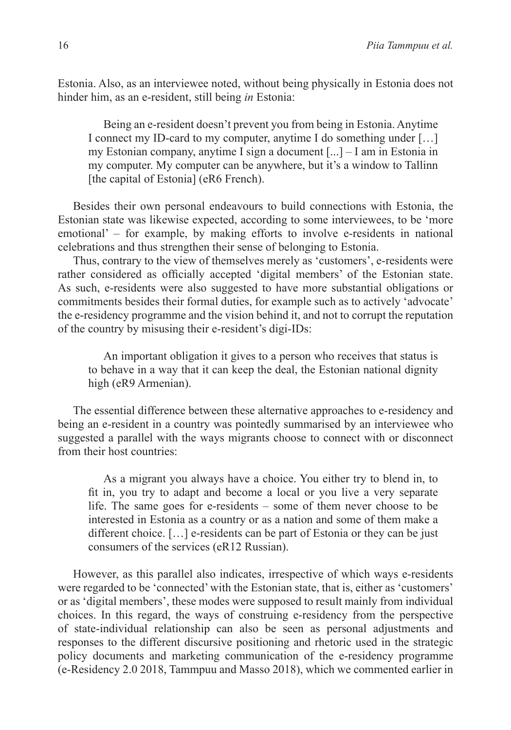Estonia. Also, as an interviewee noted, without being physically in Estonia does not hinder him, as an e-resident, still being *in* Estonia:

> Being an e-resident doesn't prevent you from being in Estonia. Anytime I connect my ID-card to my computer, anytime I do something under […] my Estonian company, anytime I sign a document [...] – I am in Estonia in my computer. My computer can be anywhere, but it's a window to Tallinn [the capital of Estonia] (eR6 French).

Besides their own personal endeavours to build connections with Estonia, the Estonian state was likewise expected, according to some interviewees, to be 'more emotional' – for example, by making efforts to involve e-residents in national celebrations and thus strengthen their sense of belonging to Estonia.

Thus, contrary to the view of themselves merely as 'customers', e-residents were rather considered as officially accepted 'digital members' of the Estonian state. As such, e-residents were also suggested to have more substantial obligations or commitments besides their formal duties, for example such as to actively 'advocate' the e-residency programme and the vision behind it, and not to corrupt the reputation of the country by misusing their e-resident's digi-IDs:

> An important obligation it gives to a person who receives that status is to behave in a way that it can keep the deal, the Estonian national dignity high (eR9 Armenian).

The essential difference between these alternative approaches to e-residency and being an e-resident in a country was pointedly summarised by an interviewee who suggested a parallel with the ways migrants choose to connect with or disconnect from their host countries:

> As a migrant you always have a choice. You either try to blend in, to fit in, you try to adapt and become a local or you live a very separate life. The same goes for e-residents – some of them never choose to be interested in Estonia as a country or as a nation and some of them make a different choice. […] e-residents can be part of Estonia or they can be just consumers of the services (eR12 Russian).

However, as this parallel also indicates, irrespective of which ways e-residents were regarded to be 'connected' with the Estonian state, that is, either as 'customers' or as 'digital members', these modes were supposed to result mainly from individual choices. In this regard, the ways of construing e-residency from the perspective of state-individual relationship can also be seen as personal adjustments and responses to the different discursive positioning and rhetoric used in the strategic policy documents and marketing communication of the e-residency programme (e-Residency 2.0 2018, Tammpuu and Masso 2018), which we commented earlier in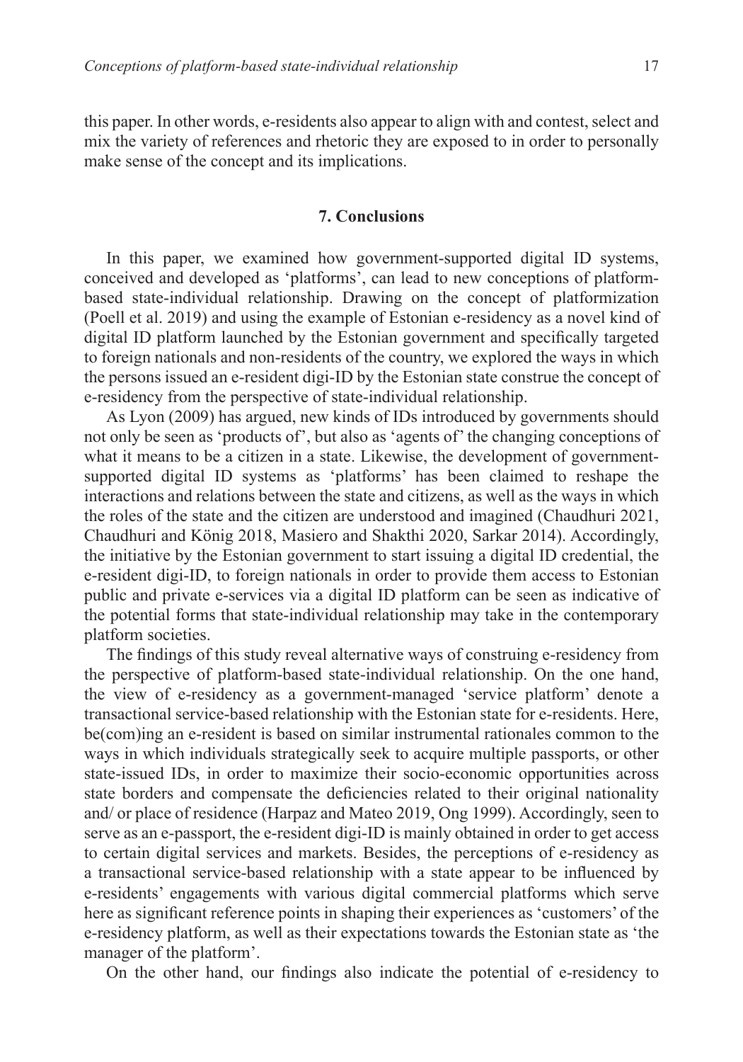this paper. In other words, e-residents also appear to align with and contest, select and mix the variety of references and rhetoric they are exposed to in order to personally make sense of the concept and its implications.

## 7. Conclusions

In this paper, we examined how government-supported digital ID systems, conceived and developed as 'platforms', can lead to new conceptions of platform-based state-individual relationship. Drawing on the concept of platformization (Poell et al. 2019) and using the example of Estonian e-residency as a novel kind of digital ID platform launched by the Estonian government and specifically targeted to foreign nationals and non-residents of the country, we explored the ways in which the persons issued an e-resident digi-ID by the Estonian state construe the concept of e-residency from the perspective of state-individual relationship.

As Lyon (2009) has argued, new kinds of IDs introduced by governments should not only be seen as 'products of', but also as 'agents of' the changing conceptions of what it means to be a citizen in a state. Likewise, the development of government-supported digital ID systems as 'platforms' has been claimed to reshape the interactions and relations between the state and citizens, as well as the ways in which the roles of the state and the citizen are understood and imagined (Chaudhuri 2021, Chaudhuri and König 2018, Masiero and Shakthi 2020, Sarkar 2014). Accordingly, the initiative by the Estonian government to start issuing a digital ID credential, the e-resident digi-ID, to foreign nationals in order to provide them access to Estonian public and private e-services via a digital ID platform can be seen as indicative of the potential forms that state-individual relationship may take in the contemporary platform societies.

The findings of this study reveal alternative ways of construing e-residency from the perspective of platform-based state-individual relationship. On the one hand, the view of e-residency as a government-managed 'service platform' denote a transactional service-based relationship with the Estonian state for e-residents. Here, be(com)ing an e-resident is based on similar instrumental rationales common to the ways in which individuals strategically seek to acquire multiple passports, or other state-issued IDs, in order to maximize their socio-economic opportunities across state borders and compensate the deficiencies related to their original nationality and/ or place of residence (Harpaz and Mateo 2019, Ong 1999). Accordingly, seen to serve as an e-passport, the e-resident digi-ID is mainly obtained in order to get access to certain digital services and markets. Besides, the perceptions of e-residency as a transactional service-based relationship with a state appear to be influenced by e-residents' engagements with various digital commercial platforms which serve here as significant reference points in shaping their experiences as 'customers' of the e-residency platform, as well as their expectations towards the Estonian state as 'the manager of the platform'.

On the other hand, our findings also indicate the potential of e-residency to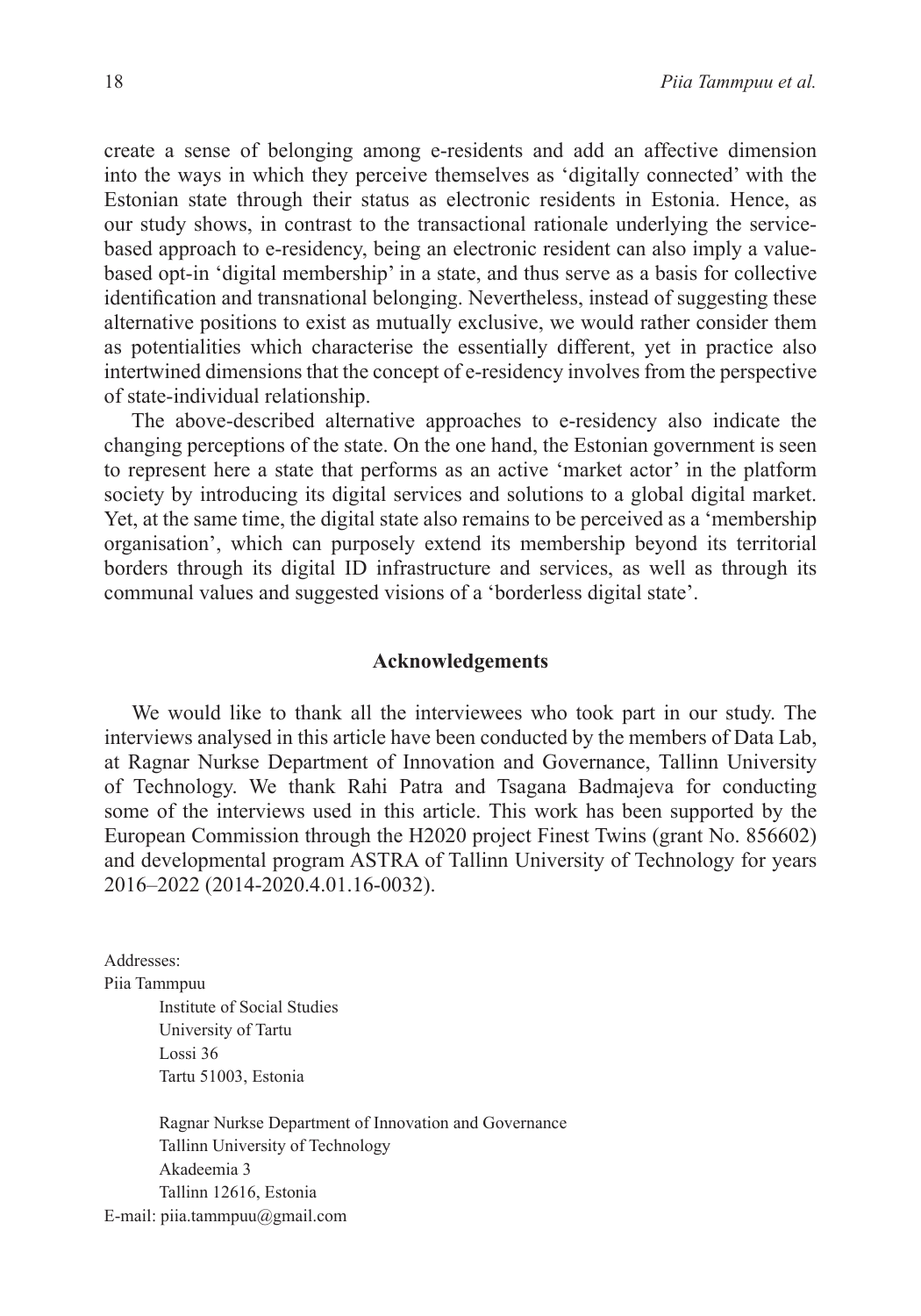create a sense of belonging among e-residents and add an affective dimension into the ways in which they perceive themselves as 'digitally connected' with the Estonian state through their status as electronic residents in Estonia. Hence, as our study shows, in contrast to the transactional rationale underlying the service-based approach to e-residency, being an electronic resident can also imply a value-based opt-in 'digital membership' in a state, and thus serve as a basis for collective identification and transnational belonging. Nevertheless, instead of suggesting these alternative positions to exist as mutually exclusive, we would rather consider them as potentialities which characterise the essentially different, yet in practice also intertwined dimensions that the concept of e-residency involves from the perspective of state-individual relationship.

The above-described alternative approaches to e-residency also indicate the changing perceptions of the state. On the one hand, the Estonian government is seen to represent here a state that performs as an active 'market actor' in the platform society by introducing its digital services and solutions to a global digital market. Yet, at the same time, the digital state also remains to be perceived as a 'membership organisation', which can purposely extend its membership beyond its territorial borders through its digital ID infrastructure and services, as well as through its communal values and suggested visions of a 'borderless digital state'.

## Acknowledgements

We would like to thank all the interviewees who took part in our study. The interviews analysed in this article have been conducted by the members of Data Lab, at Ragnar Nurkse Department of Innovation and Governance, Tallinn University of Technology. We thank Rahi Patra and Tsagana Badmajeva for conducting some of the interviews used in this article. This work has been supported by the European Commission through the H2020 project Finest Twins (grant No. 856602) and developmental program ASTRA of Tallinn University of Technology for years 2016–2022 (2014-2020.4.01.16-0032).

Addresses:
Piia Tammpuu

Institute of Social Studies
University of Tartu
Lossi 36
Tartu 51003, Estonia

Ragnar Nurkse Department of Innovation and Governance
Tallinn University of Technology
Akadeemia 3
Tallinn 12616, Estonia

E-mail: piia.tammpuu@gmail.com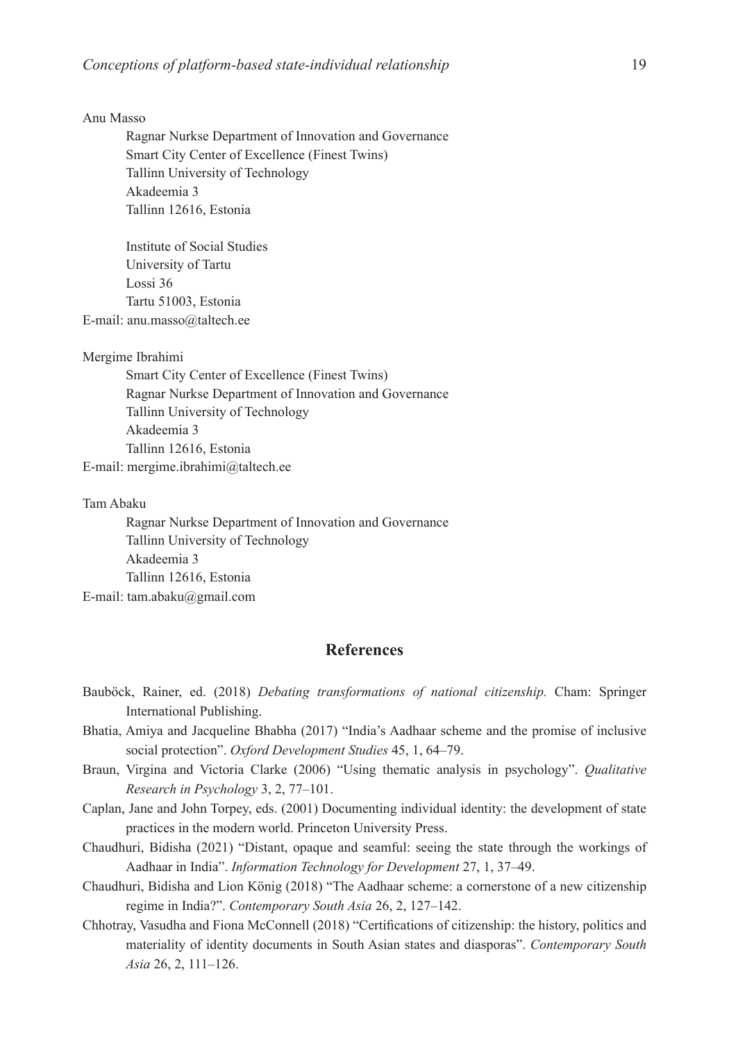Anu Masso

Ragnar Nurkse Department of Innovation and Governance
Smart City Center of Excellence (Finest Twins)
Tallinn University of Technology
Akadeemia 3
Tallinn 12616, Estonia

Institute of Social Studies
University of Tartu
Lossi 36
Tartu 51003, Estonia

E-mail: anu.masso@taltech.ee

Mergime Ibrahimi

Smart City Center of Excellence (Finest Twins)
Ragnar Nurkse Department of Innovation and Governance
Tallinn University of Technology
Akadeemia 3
Tallinn 12616, Estonia

E-mail: mergime.ibrahimi@taltech.ee

Tam Abaku

Ragnar Nurkse Department of Innovation and Governance
Tallinn University of Technology
Akadeemia 3
Tallinn 12616, Estonia

E-mail: tam.abaku@gmail.com

## References

Bauböck, Rainer, ed. (2018) *Debating transformations of national citizenship.* Cham: Springer International Publishing.

Bhatia, Amiya and Jacqueline Bhabha (2017) "India's Aadhaar scheme and the promise of inclusive social protection". *Oxford Development Studies* 45, 1, 64–79.

Braun, Virgina and Victoria Clarke (2006) "Using thematic analysis in psychology". *Qualitative Research in Psychology* 3, 2, 77–101.

Caplan, Jane and John Torpey, eds. (2001) Documenting individual identity: the development of state practices in the modern world. Princeton University Press.

Chaudhuri, Bidisha (2021) "Distant, opaque and seamful: seeing the state through the workings of Aadhaar in India". *Information Technology for Development* 27, 1, 37–49.

Chaudhuri, Bidisha and Lion König (2018) "The Aadhaar scheme: a cornerstone of a new citizenship regime in India?". *Contemporary South Asia* 26, 2, 127–142.

Chhotray, Vasudha and Fiona McConnell (2018) "Certifications of citizenship: the history, politics and materiality of identity documents in South Asian states and diasporas". *Contemporary South Asia* 26, 2, 111–126.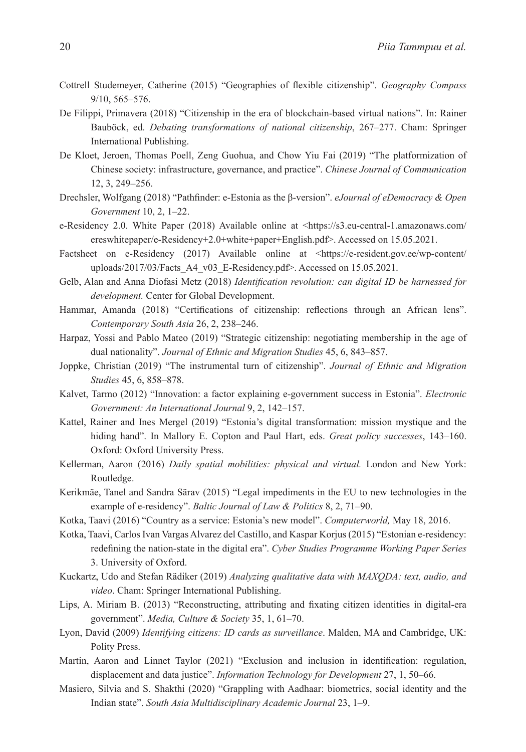Cottrell Studemeyer, Catherine (2015) "Geographies of flexible citizenship". *Geography Compass* 9/10, 565–576.

De Filippi, Primavera (2018) "Citizenship in the era of blockchain-based virtual nations". In: Rainer Bauböck, ed. *Debating transformations of national citizenship*, 267–277. Cham: Springer International Publishing.

De Kloet, Jeroen, Thomas Poell, Zeng Guohua, and Chow Yiu Fai (2019) "The platformization of Chinese society: infrastructure, governance, and practice". *Chinese Journal of Communication* 12, 3, 249–256.

Drechsler, Wolfgang (2018) "Pathfinder: e-Estonia as the β-version". *eJournal of eDemocracy & Open Government* 10, 2, 1–22.

e-Residency 2.0. White Paper (2018) Available online at <https://s3.eu-central-1.amazonaws.com/ereswhitepaper/e-Residency+2.0+white+paper+English.pdf>. Accessed on 15.05.2021.

Factsheet on e-Residency (2017) Available online at <https://e-resident.gov.ee/wp-content/uploads/2017/03/Facts_A4_v03_E-Residency.pdf>. Accessed on 15.05.2021.

Gelb, Alan and Anna Diofasi Metz (2018) *Identification revolution: can digital ID be harnessed for development.* Center for Global Development.

Hammar, Amanda (2018) "Certifications of citizenship: reflections through an African lens". *Contemporary South Asia* 26, 2, 238–246.

Harpaz, Yossi and Pablo Mateo (2019) "Strategic citizenship: negotiating membership in the age of dual nationality". *Journal of Ethnic and Migration Studies* 45, 6, 843–857.

Joppke, Christian (2019) "The instrumental turn of citizenship". *Journal of Ethnic and Migration Studies* 45, 6, 858–878.

Kalvet, Tarmo (2012) "Innovation: a factor explaining e-government success in Estonia". *Electronic Government: An International Journal* 9, 2, 142–157.

Kattel, Rainer and Ines Mergel (2019) "Estonia's digital transformation: mission mystique and the hiding hand". In Mallory E. Copton and Paul Hart, eds. *Great policy successes*, 143–160. Oxford: Oxford University Press.

Kellerman, Aaron (2016) *Daily spatial mobilities: physical and virtual.* London and New York: Routledge.

Kerikmäe, Tanel and Sandra Särav (2015) "Legal impediments in the EU to new technologies in the example of e-residency". *Baltic Journal of Law & Politics* 8, 2, 71–90.

Kotka, Taavi (2016) "Country as a service: Estonia's new model". *Computerworld,* May 18, 2016.

Kotka, Taavi, Carlos Ivan Vargas Alvarez del Castillo, and Kaspar Korjus (2015) "Estonian e-residency: redefining the nation-state in the digital era". *Cyber Studies Programme Working Paper Series* 3. University of Oxford.

Kuckartz, Udo and Stefan Rädiker (2019) *Analyzing qualitative data with MAXQDA: text, audio, and video*. Cham: Springer International Publishing.

Lips, A. Miriam B. (2013) "Reconstructing, attributing and fixating citizen identities in digital-era government". *Media, Culture & Society* 35, 1, 61–70.

Lyon, David (2009) *Identifying citizens: ID cards as surveillance*. Malden, MA and Cambridge, UK: Polity Press.

Martin, Aaron and Linnet Taylor (2021) "Exclusion and inclusion in identification: regulation, displacement and data justice". *Information Technology for Development* 27, 1, 50–66.

Masiero, Silvia and S. Shakthi (2020) "Grappling with Aadhaar: biometrics, social identity and the Indian state". *South Asia Multidisciplinary Academic Journal* 23, 1–9.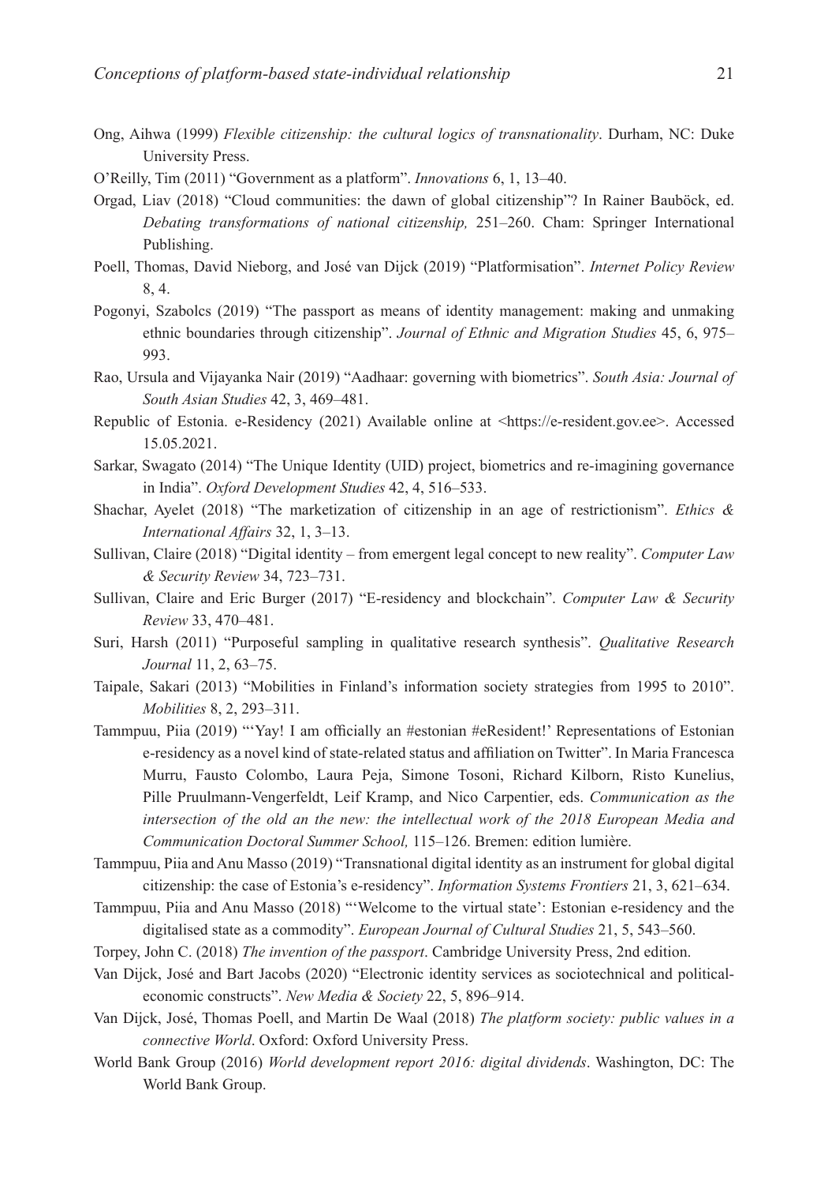Ong, Aihwa (1999) *Flexible citizenship: the cultural logics of transnationality*. Durham, NC: Duke University Press.

O'Reilly, Tim (2011) "Government as a platform". *Innovations* 6, 1, 13–40.

Orgad, Liav (2018) "Cloud communities: the dawn of global citizenship"? In Rainer Bauböck, ed. *Debating transformations of national citizenship,* 251–260. Cham: Springer International Publishing.

Poell, Thomas, David Nieborg, and José van Dijck (2019) "Platformisation". *Internet Policy Review* 8, 4.

Pogonyi, Szabolcs (2019) "The passport as means of identity management: making and unmaking ethnic boundaries through citizenship". *Journal of Ethnic and Migration Studies* 45, 6, 975–993.

Rao, Ursula and Vijayanka Nair (2019) "Aadhaar: governing with biometrics". *South Asia: Journal of South Asian Studies* 42, 3, 469–481.

Republic of Estonia. e-Residency (2021) Available online at <https://e-resident.gov.ee>. Accessed 15.05.2021.

Sarkar, Swagato (2014) "The Unique Identity (UID) project, biometrics and re-imagining governance in India". *Oxford Development Studies* 42, 4, 516–533.

Shachar, Ayelet (2018) "The marketization of citizenship in an age of restrictionism". *Ethics & International Affairs* 32, 1, 3–13.

Sullivan, Claire (2018) "Digital identity – from emergent legal concept to new reality". *Computer Law & Security Review* 34, 723–731.

Sullivan, Claire and Eric Burger (2017) "E-residency and blockchain". *Computer Law & Security Review* 33, 470–481.

Suri, Harsh (2011) "Purposeful sampling in qualitative research synthesis". *Qualitative Research Journal* 11, 2, 63–75.

Taipale, Sakari (2013) "Mobilities in Finland's information society strategies from 1995 to 2010". *Mobilities* 8, 2, 293–311.

Tammpuu, Piia (2019) "'Yay! I am officially an #estonian #eResident!' Representations of Estonian e-residency as a novel kind of state-related status and affiliation on Twitter". In Maria Francesca Murru, Fausto Colombo, Laura Peja, Simone Tosoni, Richard Kilborn, Risto Kunelius, Pille Pruulmann-Vengerfeldt, Leif Kramp, and Nico Carpentier, eds. *Communication as the intersection of the old an the new: the intellectual work of the 2018 European Media and Communication Doctoral Summer School,* 115–126. Bremen: edition lumière.

Tammpuu, Piia and Anu Masso (2019) "Transnational digital identity as an instrument for global digital citizenship: the case of Estonia's e-residency". *Information Systems Frontiers* 21, 3, 621–634.

Tammpuu, Piia and Anu Masso (2018) "'Welcome to the virtual state': Estonian e-residency and the digitalised state as a commodity". *European Journal of Cultural Studies* 21, 5, 543–560.

Torpey, John C. (2018) *The invention of the passport*. Cambridge University Press, 2nd edition.

Van Dijck, José and Bart Jacobs (2020) "Electronic identity services as sociotechnical and political-economic constructs". *New Media & Society* 22, 5, 896–914.

Van Dijck, José, Thomas Poell, and Martin De Waal (2018) *The platform society: public values in a connective World*. Oxford: Oxford University Press.

World Bank Group (2016) *World development report 2016: digital dividends*. Washington, DC: The World Bank Group.